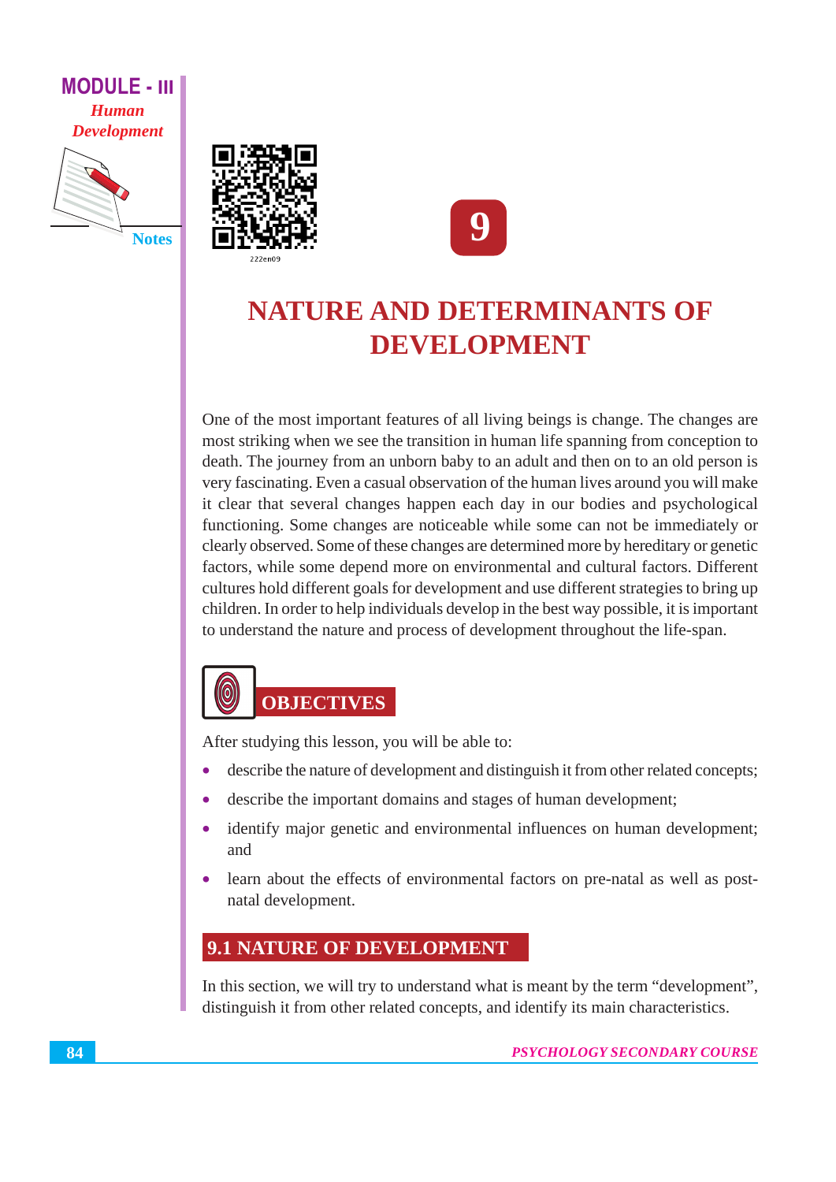# 9

# NATURE AND DETERMINANTS OF DEVELOPMENT

One of the most important features of all living beings is change. The changes are most striking when we see the transition in human life spanning from conception to death. The journey from an unborn baby to an adult and then on to an old person is very fascinating. Even a casual observation of the human lives around you will make it clear that several changes happen each day in our bodies and psychological functioning. Some changes are noticeable while some can not be immediately or clearly observed. Some of these changes are determined more by hereditary or genetic factors, while some depend more on environmental and cultural factors. Different cultures hold different goals for development and use different strategies to bring up children. In order to help individuals develop in the best way possible, it is important to understand the nature and process of development throughout the life-span.

## OBJECTIVES

After studying this lesson, you will be able to:

- describe the nature of development and distinguish it from other related concepts;
- describe the important domains and stages of human development;
- identify major genetic and environmental influences on human development; and
- learn about the effects of environmental factors on pre-natal as well as post-natal development.

## 9.1 NATURE OF DEVELOPMENT

In this section, we will try to understand what is meant by the term "development", distinguish it from other related concepts, and identify its main characteristics.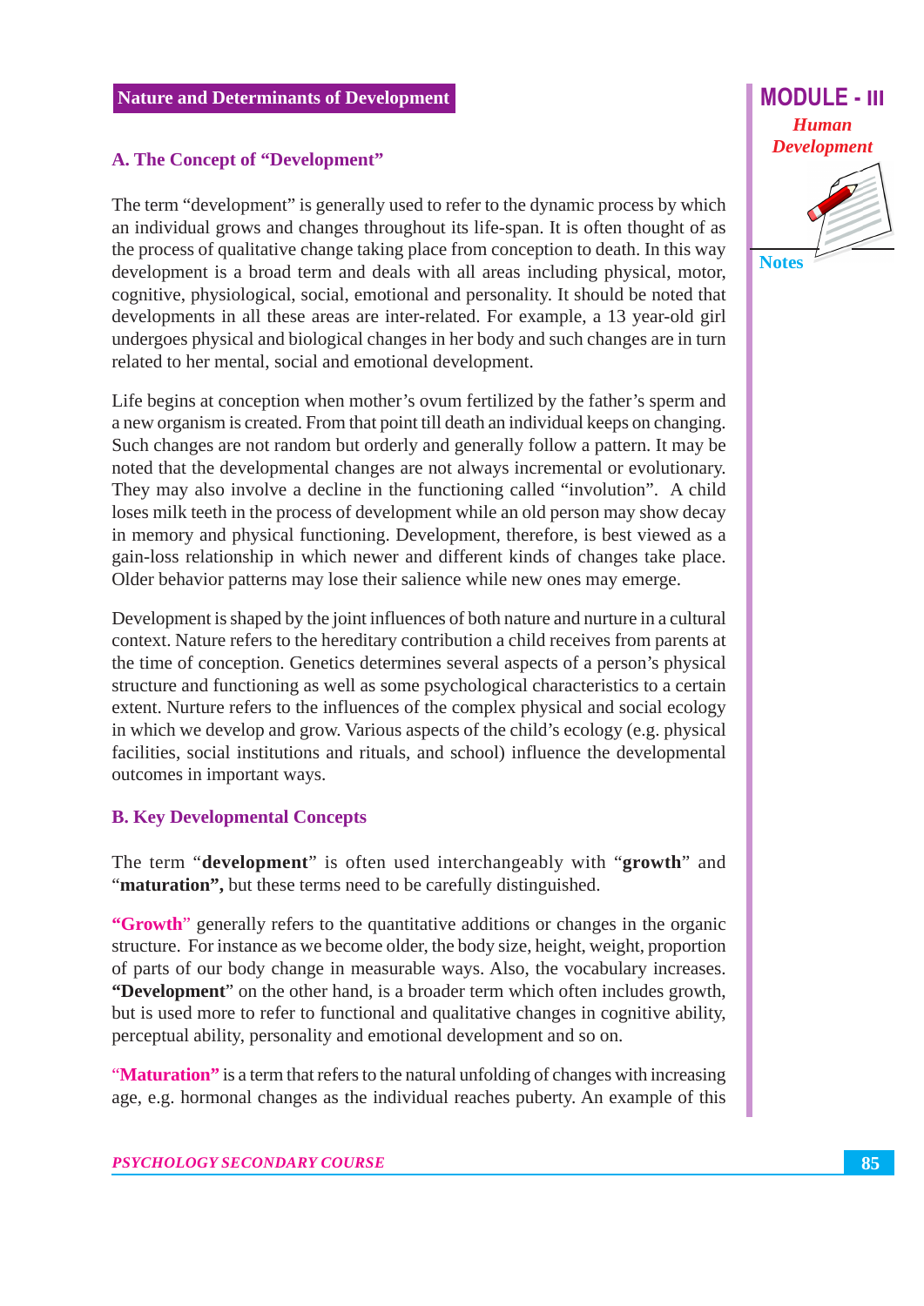## A. The Concept of "Development"

The term "development" is generally used to refer to the dynamic process by which an individual grows and changes throughout its life-span. It is often thought of as the process of qualitative change taking place from conception to death. In this way development is a broad term and deals with all areas including physical, motor, cognitive, physiological, social, emotional and personality. It should be noted that developments in all these areas are inter-related. For example, a 13 year-old girl undergoes physical and biological changes in her body and such changes are in turn related to her mental, social and emotional development.

Life begins at conception when mother's ovum fertilized by the father's sperm and a new organism is created. From that point till death an individual keeps on changing. Such changes are not random but orderly and generally follow a pattern. It may be noted that the developmental changes are not always incremental or evolutionary. They may also involve a decline in the functioning called "involution". A child loses milk teeth in the process of development while an old person may show decay in memory and physical functioning. Development, therefore, is best viewed as a gain-loss relationship in which newer and different kinds of changes take place. Older behavior patterns may lose their salience while new ones may emerge.

Development is shaped by the joint influences of both nature and nurture in a cultural context. Nature refers to the hereditary contribution a child receives from parents at the time of conception. Genetics determines several aspects of a person's physical structure and functioning as well as some psychological characteristics to a certain extent. Nurture refers to the influences of the complex physical and social ecology in which we develop and grow. Various aspects of the child's ecology (e.g. physical facilities, social institutions and rituals, and school) influence the developmental outcomes in important ways.

## B. Key Developmental Concepts

The term "**development**" is often used interchangeably with "**growth**" and "**maturation",** but these terms need to be carefully distinguished.

**"Growth"** generally refers to the quantitative additions or changes in the organic structure. For instance as we become older, the body size, height, weight, proportion of parts of our body change in measurable ways. Also, the vocabulary increases. **"Development**" on the other hand, is a broader term which often includes growth, but is used more to refer to functional and qualitative changes in cognitive ability, perceptual ability, personality and emotional development and so on.

"**Maturation"** is a term that refers to the natural unfolding of changes with increasing age, e.g. hormonal changes as the individual reaches puberty. An example of this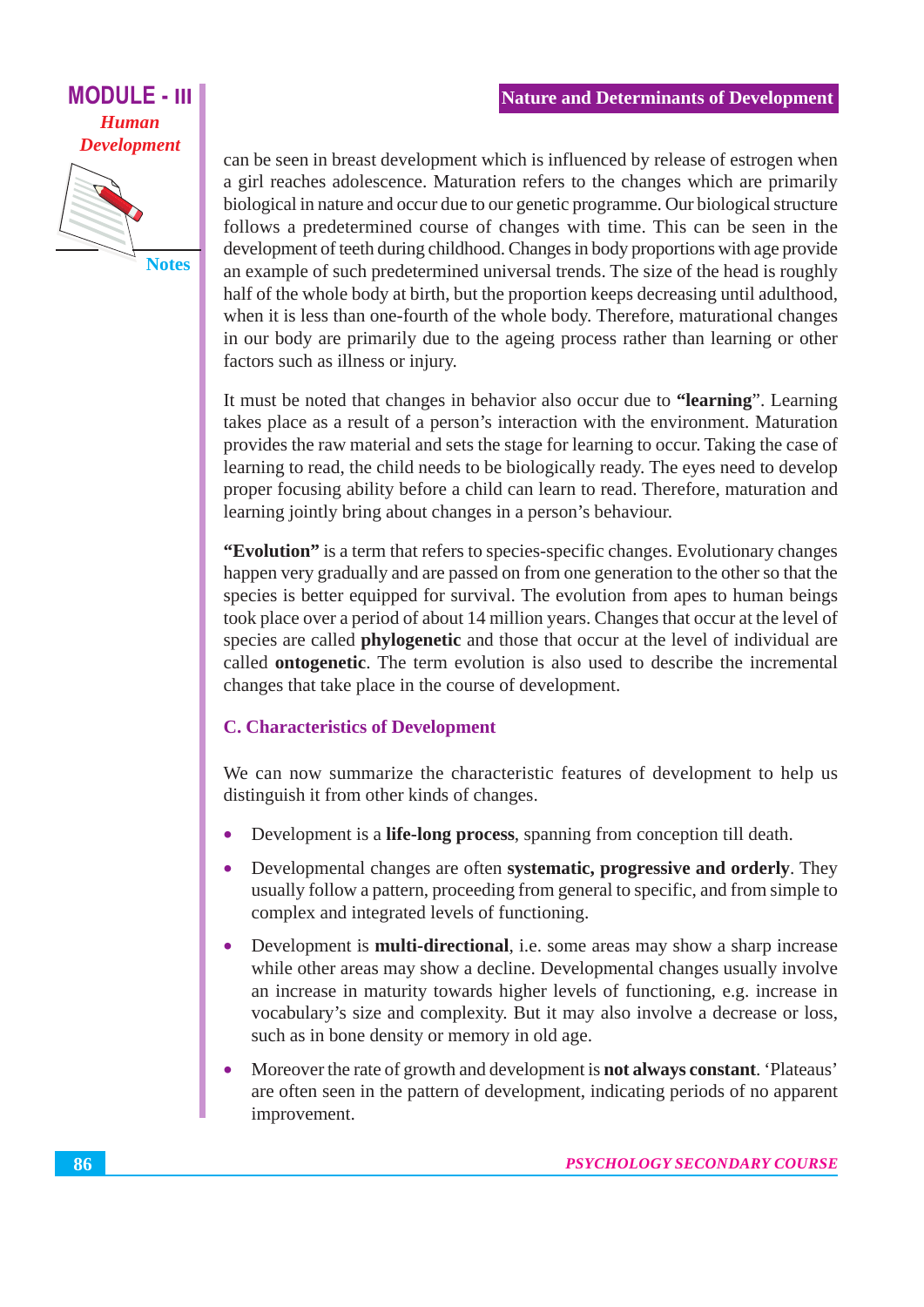can be seen in breast development which is influenced by release of estrogen when a girl reaches adolescence. Maturation refers to the changes which are primarily biological in nature and occur due to our genetic programme. Our biological structure follows a predetermined course of changes with time. This can be seen in the development of teeth during childhood. Changes in body proportions with age provide an example of such predetermined universal trends. The size of the head is roughly half of the whole body at birth, but the proportion keeps decreasing until adulthood, when it is less than one-fourth of the whole body. Therefore, maturational changes in our body are primarily due to the ageing process rather than learning or other factors such as illness or injury.

It must be noted that changes in behavior also occur due to **"learning"**. Learning takes place as a result of a person's interaction with the environment. Maturation provides the raw material and sets the stage for learning to occur. Taking the case of learning to read, the child needs to be biologically ready. The eyes need to develop proper focusing ability before a child can learn to read. Therefore, maturation and learning jointly bring about changes in a person's behaviour.

**"Evolution"** is a term that refers to species-specific changes. Evolutionary changes happen very gradually and are passed on from one generation to the other so that the species is better equipped for survival. The evolution from apes to human beings took place over a period of about 14 million years. Changes that occur at the level of species are called **phylogenetic** and those that occur at the level of individual are called **ontogenetic**. The term evolution is also used to describe the incremental changes that take place in the course of development.

## C. Characteristics of Development

We can now summarize the characteristic features of development to help us distinguish it from other kinds of changes.

- Development is a **life-long process**, spanning from conception till death.
- Developmental changes are often **systematic, progressive and orderly**. They usually follow a pattern, proceeding from general to specific, and from simple to complex and integrated levels of functioning.
- Development is **multi-directional**, i.e. some areas may show a sharp increase while other areas may show a decline. Developmental changes usually involve an increase in maturity towards higher levels of functioning, e.g. increase in vocabulary's size and complexity. But it may also involve a decrease or loss, such as in bone density or memory in old age.
- Moreover the rate of growth and development is **not always constant**. 'Plateaus' are often seen in the pattern of development, indicating periods of no apparent improvement.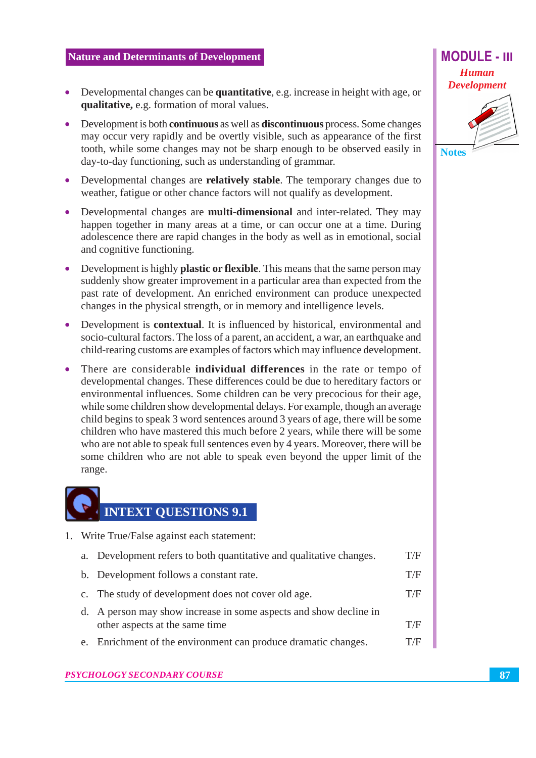- Developmental changes can be **quantitative**, e.g. increase in height with age, or **qualitative,** e.g. formation of moral values.
- Development is both **continuous** as well as **discontinuous** process. Some changes may occur very rapidly and be overtly visible, such as appearance of the first tooth, while some changes may not be sharp enough to be observed easily in day-to-day functioning, such as understanding of grammar.
- Developmental changes are **relatively stable**. The temporary changes due to weather, fatigue or other chance factors will not qualify as development.
- Developmental changes are **multi-dimensional** and inter-related. They may happen together in many areas at a time, or can occur one at a time. During adolescence there are rapid changes in the body as well as in emotional, social and cognitive functioning.
- Development is highly **plastic or flexible**. This means that the same person may suddenly show greater improvement in a particular area than expected from the past rate of development. An enriched environment can produce unexpected changes in the physical strength, or in memory and intelligence levels.
- Development is **contextual**. It is influenced by historical, environmental and socio-cultural factors. The loss of a parent, an accident, a war, an earthquake and child-rearing customs are examples of factors which may influence development.
- There are considerable **individual differences** in the rate or tempo of developmental changes. These differences could be due to hereditary factors or environmental influences. Some children can be very precocious for their age, while some children show developmental delays. For example, though an average child begins to speak 3 word sentences around 3 years of age, there will be some children who have mastered this much before 2 years, while there will be some who are not able to speak full sentences even by 4 years. Moreover, there will be some children who are not able to speak even beyond the upper limit of the range.

## INTEXT QUESTIONS 9.1

1. Write True/False against each statement:

   a. Development refers to both quantitative and qualitative changes. T/F

   b. Development follows a constant rate. T/F

   c. The study of development does not cover old age. T/F

   d. A person may show increase in some aspects and show decline in other aspects at the same time T/F

   e. Enrichment of the environment can produce dramatic changes. T/F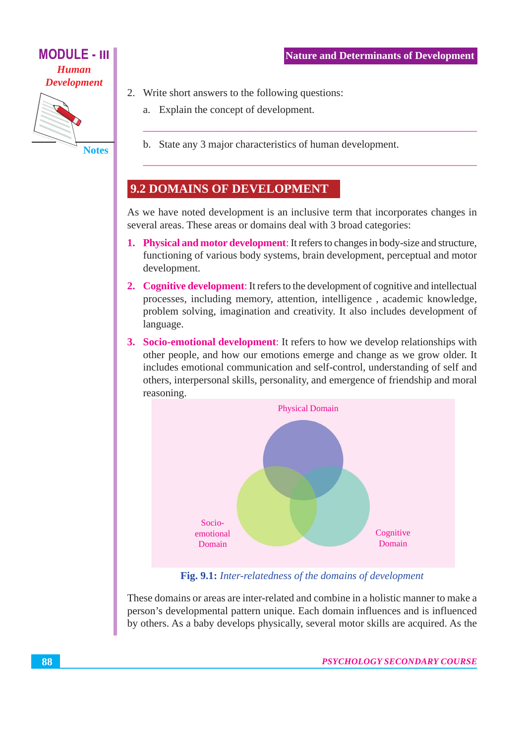2. Write short answers to the following questions:

   a. Explain the concept of development.

   ---

   b. State any 3 major characteristics of human development.

   ---

## 9.2 DOMAINS OF DEVELOPMENT

As we have noted development is an inclusive term that incorporates changes in several areas. These areas or domains deal with 3 broad categories:

1. **Physical and motor development**: It refers to changes in body-size and structure, functioning of various body systems, brain development, perceptual and motor development.
2. **Cognitive development**: It refers to the development of cognitive and intellectual processes, including memory, attention, intelligence , academic knowledge, problem solving, imagination and creativity. It also includes development of language.
3. **Socio-emotional development**: It refers to how we develop relationships with other people, and how our emotions emerge and change as we grow older. It includes emotional communication and self-control, understanding of self and others, interpersonal skills, personality, and emergence of friendship and moral reasoning.

Physical Domain

Socio-emotional Domain

Cognitive Domain

**Fig. 9.1:** *Inter-relatedness of the domains of development*

These domains or areas are inter-related and combine in a holistic manner to make a person's developmental pattern unique. Each domain influences and is influenced by others. As a baby develops physically, several motor skills are acquired. As the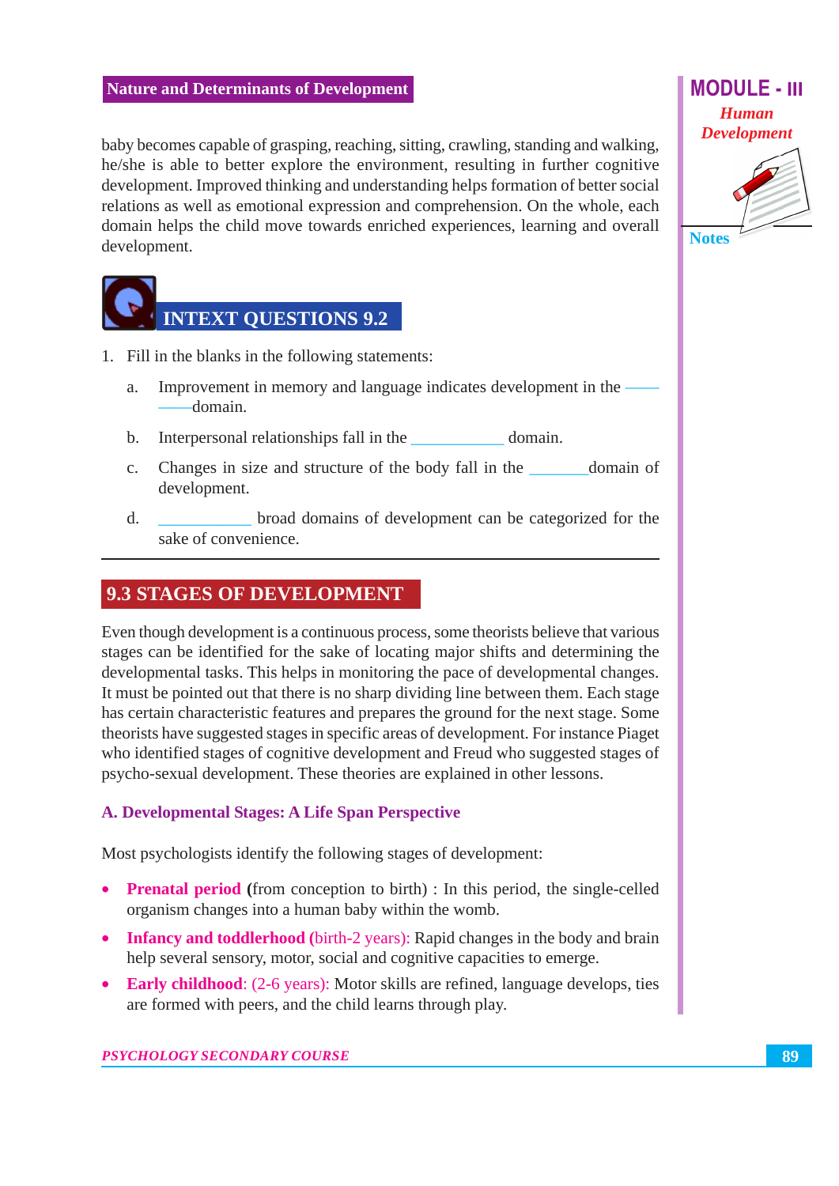baby becomes capable of grasping, reaching, sitting, crawling, standing and walking, he/she is able to better explore the environment, resulting in further cognitive development. Improved thinking and understanding helps formation of better social relations as well as emotional expression and comprehension. On the whole, each domain helps the child move towards enriched experiences, learning and overall development.

## INTEXT QUESTIONS 9.2

1. Fill in the blanks in the following statements:

   a. Improvement in memory and language indicates development in the ____________ domain.

   b. Interpersonal relationships fall in the ____________ domain.

   c. Changes in size and structure of the body fall in the ________ domain of development.

   d. ____________ broad domains of development can be categorized for the sake of convenience.

## 9.3 STAGES OF DEVELOPMENT

Even though development is a continuous process, some theorists believe that various stages can be identified for the sake of locating major shifts and determining the developmental tasks. This helps in monitoring the pace of developmental changes. It must be pointed out that there is no sharp dividing line between them. Each stage has certain characteristic features and prepares the ground for the next stage. Some theorists have suggested stages in specific areas of development. For instance Piaget who identified stages of cognitive development and Freud who suggested stages of psycho-sexual development. These theories are explained in other lessons.

### A. Developmental Stages: A Life Span Perspective

Most psychologists identify the following stages of development:

- **Prenatal period** (from conception to birth) : In this period, the single-celled organism changes into a human baby within the womb.
- **Infancy and toddlerhood** (birth-2 years): Rapid changes in the body and brain help several sensory, motor, social and cognitive capacities to emerge.
- **Early childhood**: (2-6 years): Motor skills are refined, language develops, ties are formed with peers, and the child learns through play.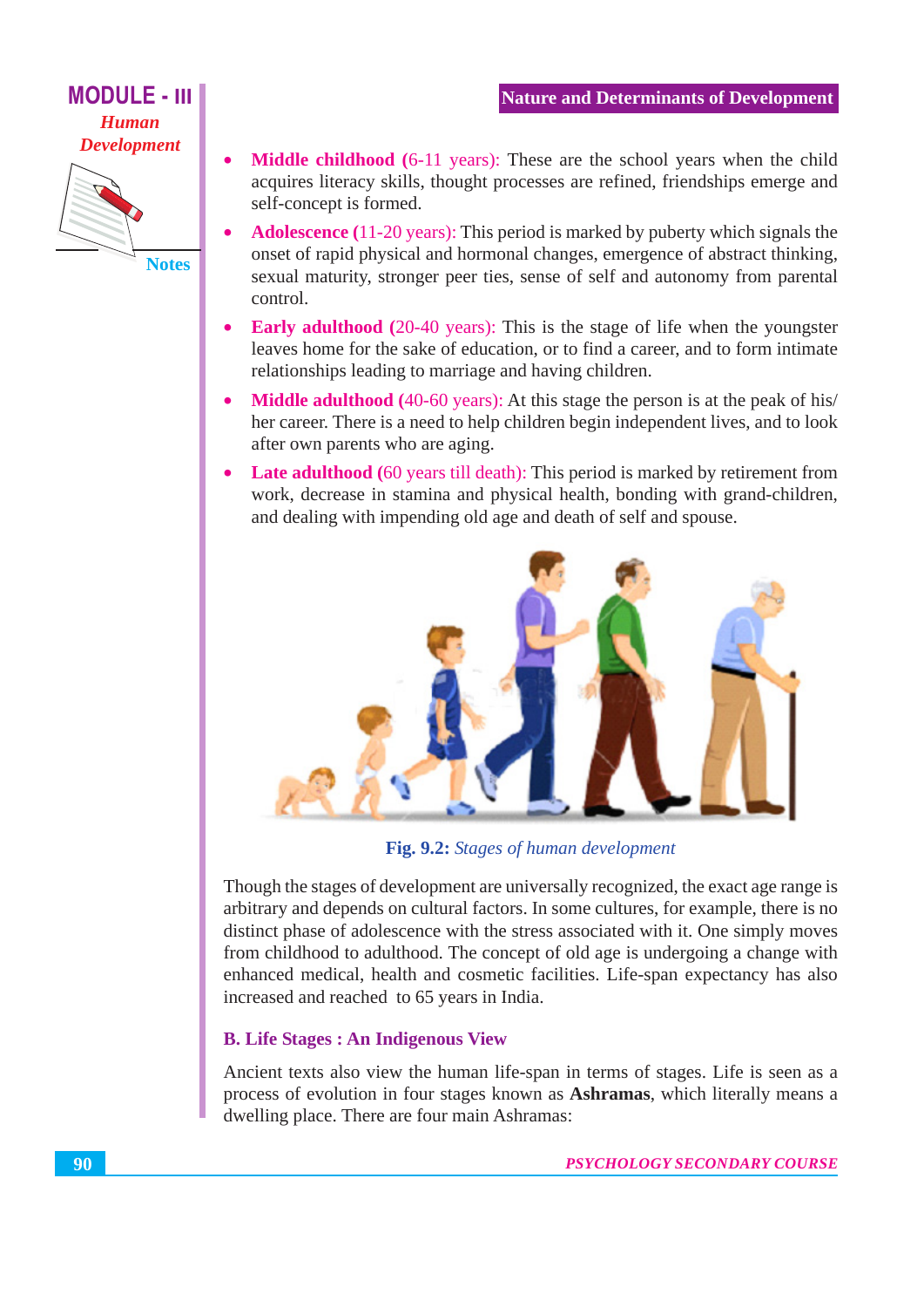- **Middle childhood** (6-11 years): These are the school years when the child acquires literacy skills, thought processes are refined, friendships emerge and self-concept is formed.
- **Adolescence** (11-20 years): This period is marked by puberty which signals the onset of rapid physical and hormonal changes, emergence of abstract thinking, sexual maturity, stronger peer ties, sense of self and autonomy from parental control.
- **Early adulthood** (20-40 years): This is the stage of life when the youngster leaves home for the sake of education, or to find a career, and to form intimate relationships leading to marriage and having children.
- **Middle adulthood** (40-60 years): At this stage the person is at the peak of his/her career. There is a need to help children begin independent lives, and to look after own parents who are aging.
- **Late adulthood** (60 years till death): This period is marked by retirement from work, decrease in stamina and physical health, bonding with grand-children, and dealing with impending old age and death of self and spouse.

**Fig. 9.2:** *Stages of human development*

Though the stages of development are universally recognized, the exact age range is arbitrary and depends on cultural factors. In some cultures, for example, there is no distinct phase of adolescence with the stress associated with it. One simply moves from childhood to adulthood. The concept of old age is undergoing a change with enhanced medical, health and cosmetic facilities. Life-span expectancy has also increased and reached to 65 years in India.

### B. Life Stages : An Indigenous View

Ancient texts also view the human life-span in terms of stages. Life is seen as a process of evolution in four stages known as **Ashramas**, which literally means a dwelling place. There are four main Ashramas: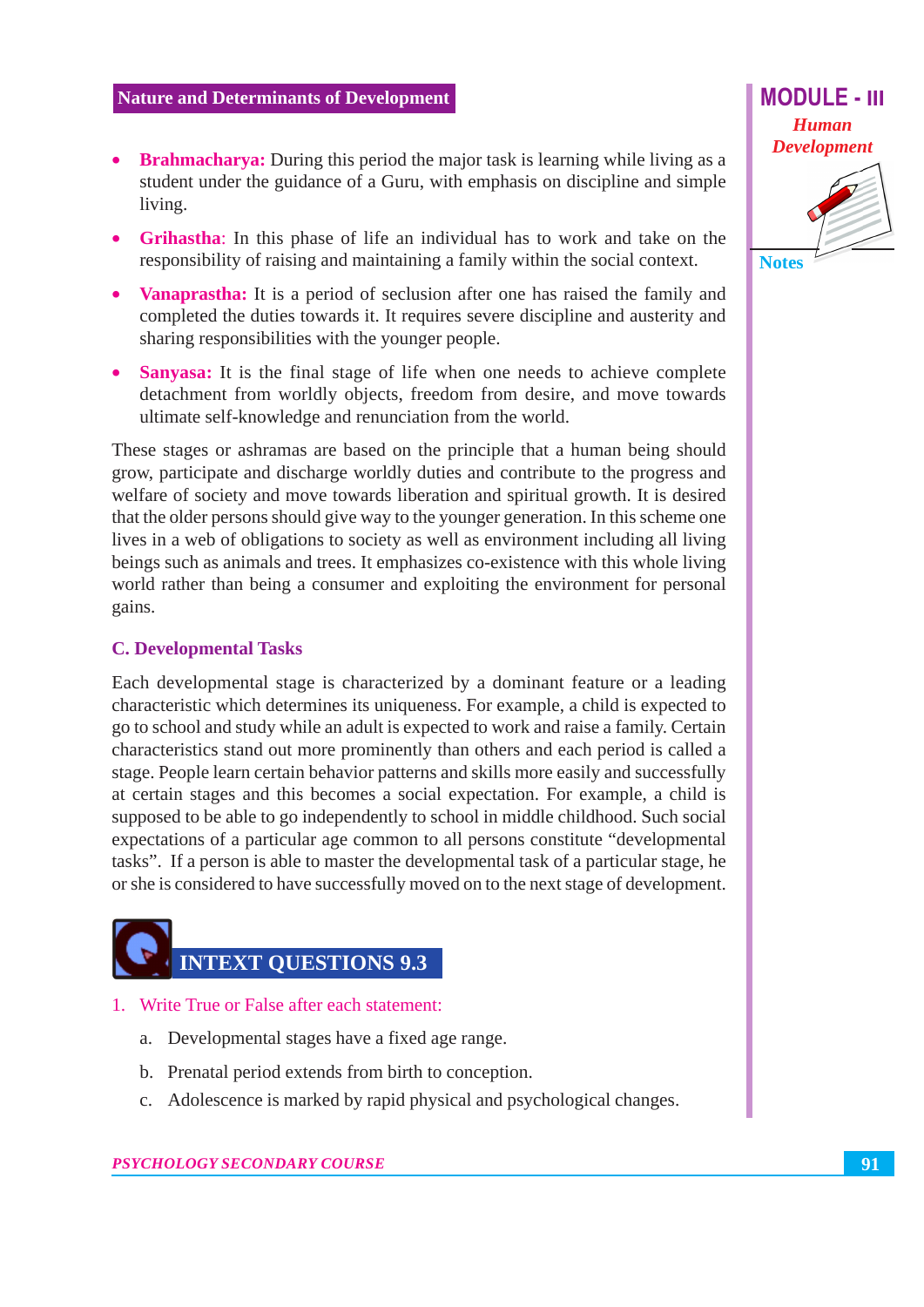- **Brahmacharya:** During this period the major task is learning while living as a student under the guidance of a Guru, with emphasis on discipline and simple living.
- **Grihastha**: In this phase of life an individual has to work and take on the responsibility of raising and maintaining a family within the social context.
- **Vanaprastha:** It is a period of seclusion after one has raised the family and completed the duties towards it. It requires severe discipline and austerity and sharing responsibilities with the younger people.
- **Sanyasa:** It is the final stage of life when one needs to achieve complete detachment from worldly objects, freedom from desire, and move towards ultimate self-knowledge and renunciation from the world.

These stages or ashramas are based on the principle that a human being should grow, participate and discharge worldly duties and contribute to the progress and welfare of society and move towards liberation and spiritual growth. It is desired that the older persons should give way to the younger generation. In this scheme one lives in a web of obligations to society as well as environment including all living beings such as animals and trees. It emphasizes co-existence with this whole living world rather than being a consumer and exploiting the environment for personal gains.

### C. Developmental Tasks

Each developmental stage is characterized by a dominant feature or a leading characteristic which determines its uniqueness. For example, a child is expected to go to school and study while an adult is expected to work and raise a family. Certain characteristics stand out more prominently than others and each period is called a stage. People learn certain behavior patterns and skills more easily and successfully at certain stages and this becomes a social expectation. For example, a child is supposed to be able to go independently to school in middle childhood. Such social expectations of a particular age common to all persons constitute "developmental tasks". If a person is able to master the developmental task of a particular stage, he or she is considered to have successfully moved on to the next stage of development.

## INTEXT QUESTIONS 9.3

1. Write True or False after each statement:

   a. Developmental stages have a fixed age range.

   b. Prenatal period extends from birth to conception.

   c. Adolescence is marked by rapid physical and psychological changes.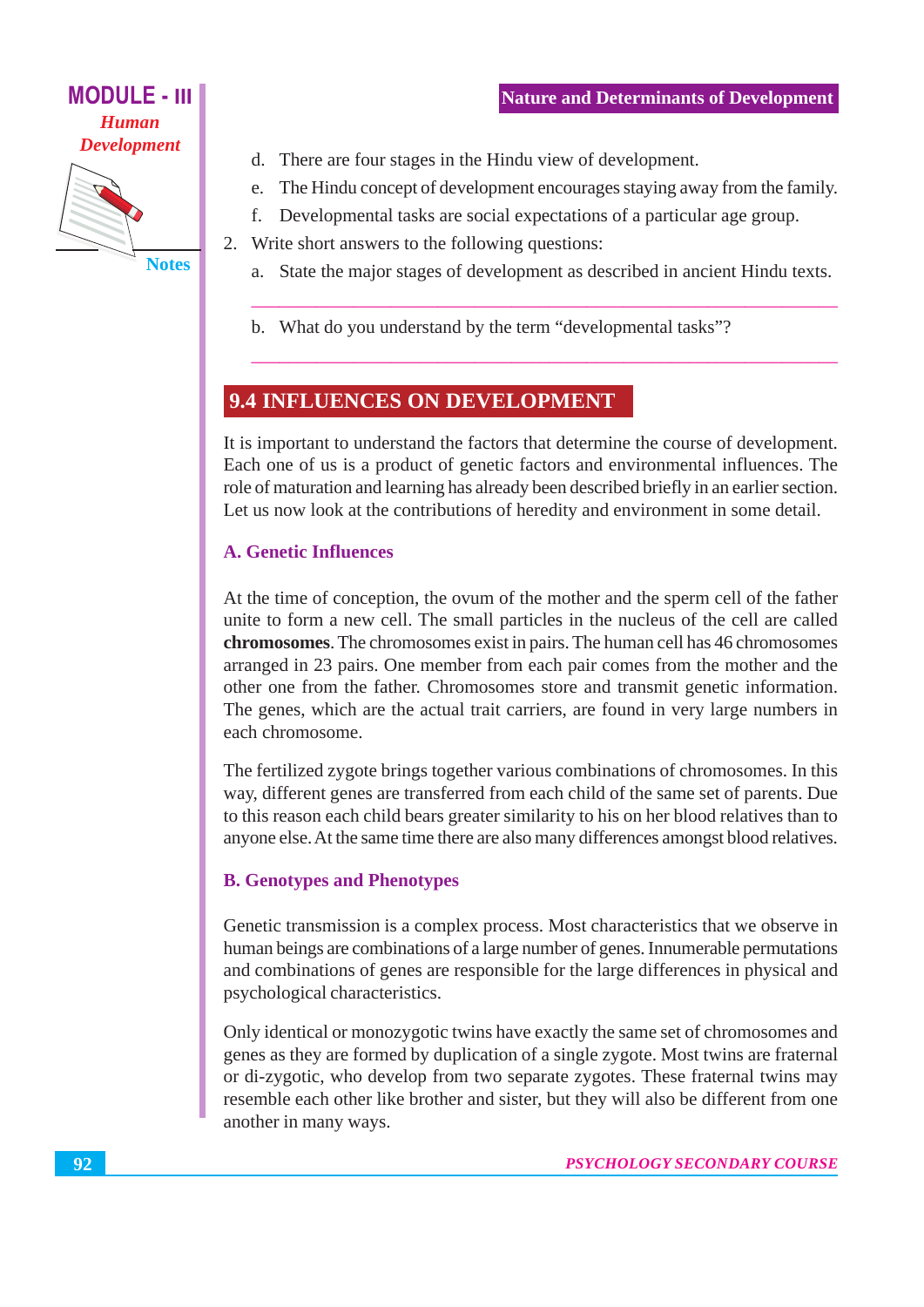d. There are four stages in the Hindu view of development.

e. The Hindu concept of development encourages staying away from the family.

f. Developmental tasks are social expectations of a particular age group.

2. Write short answers to the following questions:

   a. State the major stages of development as described in ancient Hindu texts.

   ---

   b. What do you understand by the term "developmental tasks"?

   ---

## 9.4 INFLUENCES ON DEVELOPMENT

It is important to understand the factors that determine the course of development. Each one of us is a product of genetic factors and environmental influences. The role of maturation and learning has already been described briefly in an earlier section. Let us now look at the contributions of heredity and environment in some detail.

### A. Genetic Influences

At the time of conception, the ovum of the mother and the sperm cell of the father unite to form a new cell. The small particles in the nucleus of the cell are called **chromosomes**. The chromosomes exist in pairs. The human cell has 46 chromosomes arranged in 23 pairs. One member from each pair comes from the mother and the other one from the father. Chromosomes store and transmit genetic information. The genes, which are the actual trait carriers, are found in very large numbers in each chromosome.

The fertilized zygote brings together various combinations of chromosomes. In this way, different genes are transferred from each child of the same set of parents. Due to this reason each child bears greater similarity to his on her blood relatives than to anyone else. At the same time there are also many differences amongst blood relatives.

### B. Genotypes and Phenotypes

Genetic transmission is a complex process. Most characteristics that we observe in human beings are combinations of a large number of genes. Innumerable permutations and combinations of genes are responsible for the large differences in physical and psychological characteristics.

Only identical or monozygotic twins have exactly the same set of chromosomes and genes as they are formed by duplication of a single zygote. Most twins are fraternal or di-zygotic, who develop from two separate zygotes. These fraternal twins may resemble each other like brother and sister, but they will also be different from one another in many ways.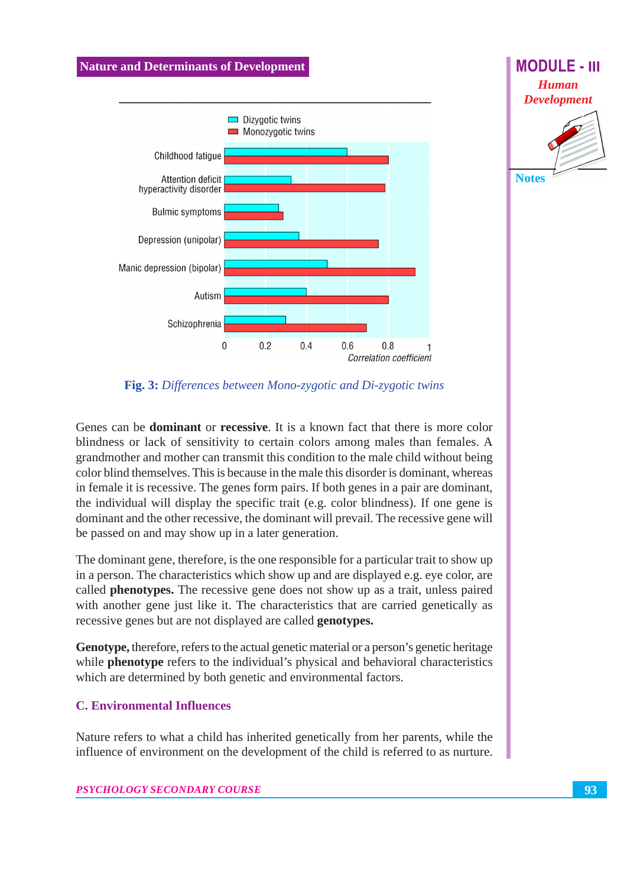Fig. 3: *Differences between Mono-zygotic and Di-zygotic twins*

Genes can be **dominant** or **recessive**. It is a known fact that there is more color blindness or lack of sensitivity to certain colors among males than females. A grandmother and mother can transmit this condition to the male child without being color blind themselves. This is because in the male this disorder is dominant, whereas in female it is recessive. The genes form pairs. If both genes in a pair are dominant, the individual will display the specific trait (e.g. color blindness). If one gene is dominant and the other recessive, the dominant will prevail. The recessive gene will be passed on and may show up in a later generation.

The dominant gene, therefore, is the one responsible for a particular trait to show up in a person. The characteristics which show up and are displayed e.g. eye color, are called **phenotypes.** The recessive gene does not show up as a trait, unless paired with another gene just like it. The characteristics that are carried genetically as recessive genes but are not displayed are called **genotypes.**

**Genotype,** therefore, refers to the actual genetic material or a person's genetic heritage while **phenotype** refers to the individual's physical and behavioral characteristics which are determined by both genetic and environmental factors.

### C. Environmental Influences

Nature refers to what a child has inherited genetically from her parents, while the influence of environment on the development of the child is referred to as nurture.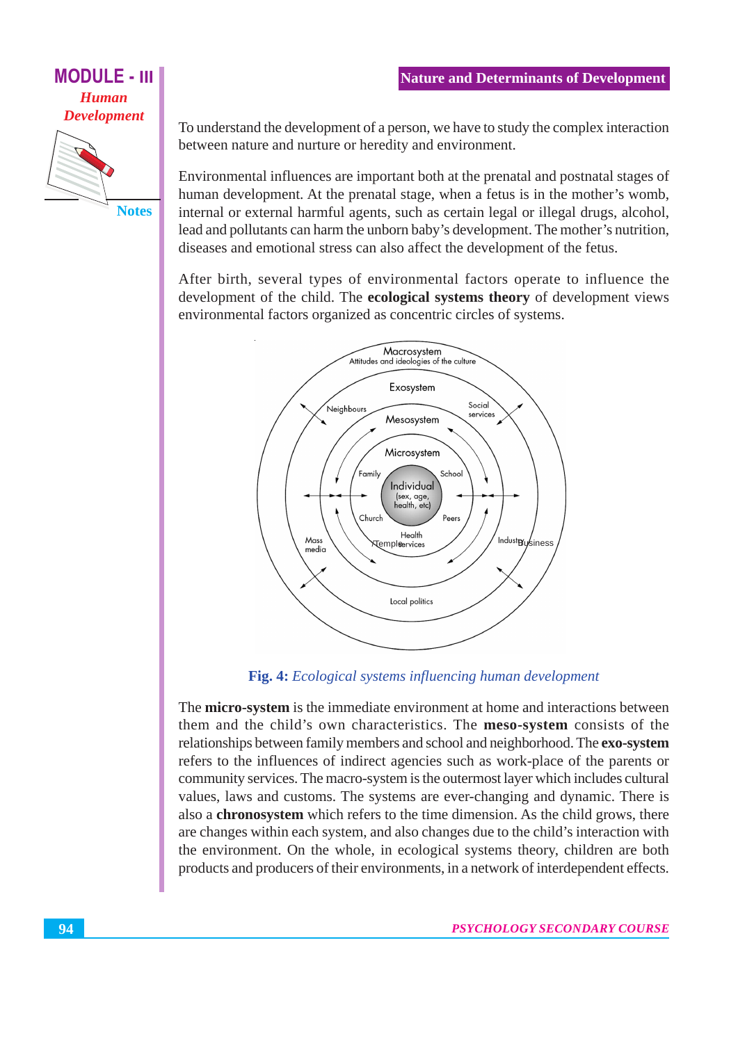To understand the development of a person, we have to study the complex interaction between nature and nurture or heredity and environment.

Environmental influences are important both at the prenatal and postnatal stages of human development. At the prenatal stage, when a fetus is in the mother's womb, internal or external harmful agents, such as certain legal or illegal drugs, alcohol, lead and pollutants can harm the unborn baby's development. The mother's nutrition, diseases and emotional stress can also affect the development of the fetus.

After birth, several types of environmental factors operate to influence the development of the child. The **ecological systems theory** of development views environmental factors organized as concentric circles of systems.

**Fig. 4:** *Ecological systems influencing human development*

The **micro-system** is the immediate environment at home and interactions between them and the child's own characteristics. The **meso-system** consists of the relationships between family members and school and neighborhood. The **exo-system** refers to the influences of indirect agencies such as work-place of the parents or community services. The macro-system is the outermost layer which includes cultural values, laws and customs. The systems are ever-changing and dynamic. There is also a **chronosystem** which refers to the time dimension. As the child grows, there are changes within each system, and also changes due to the child's interaction with the environment. On the whole, in ecological systems theory, children are both products and producers of their environments, in a network of interdependent effects.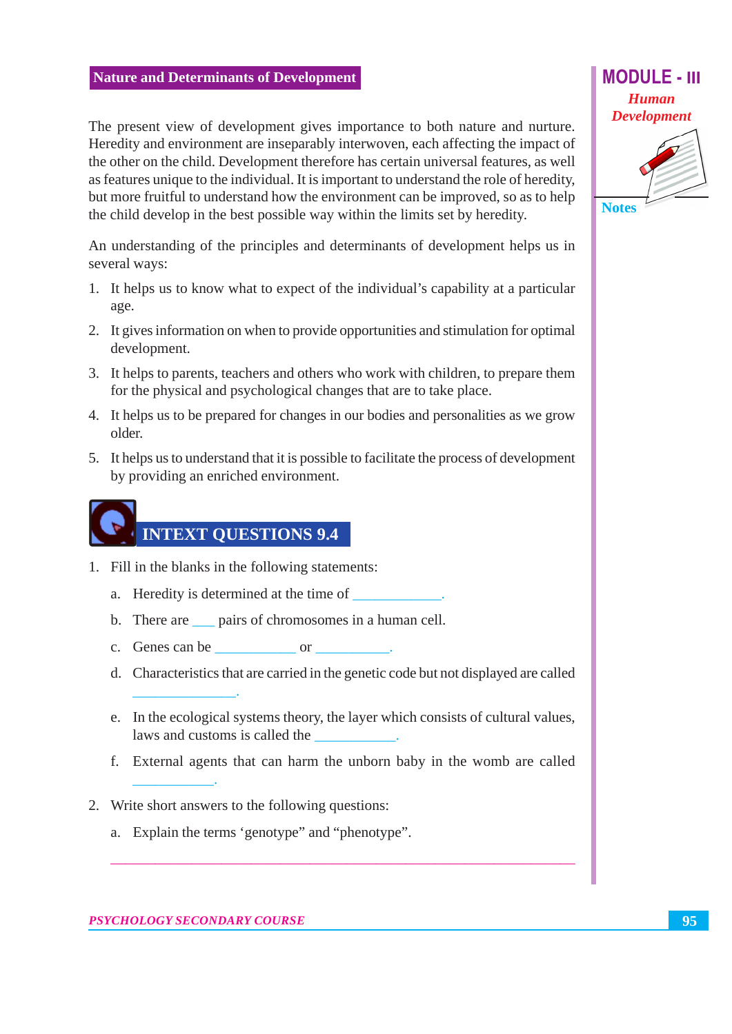## Nature and Determinants of Development

The present view of development gives importance to both nature and nurture. Heredity and environment are inseparably interwoven, each affecting the impact of the other on the child. Development therefore has certain universal features, as well as features unique to the individual. It is important to understand the role of heredity, but more fruitful to understand how the environment can be improved, so as to help the child develop in the best possible way within the limits set by heredity.

An understanding of the principles and determinants of development helps us in several ways:

1. It helps us to know what to expect of the individual's capability at a particular age.
2. It gives information on when to provide opportunities and stimulation for optimal development.
3. It helps to parents, teachers and others who work with children, to prepare them for the physical and psychological changes that are to take place.
4. It helps us to be prepared for changes in our bodies and personalities as we grow older.
5. It helps us to understand that it is possible to facilitate the process of development by providing an enriched environment.

## INTEXT QUESTIONS 9.4

1. Fill in the blanks in the following statements:

   a. Heredity is determined at the time of ____________.

   b. There are ___ pairs of chromosomes in a human cell.

   c. Genes can be ___________ or __________.

   d. Characteristics that are carried in the genetic code but not displayed are called ______________.

   e. In the ecological systems theory, the layer which consists of cultural values, laws and customs is called the ___________.

   f. External agents that can harm the unborn baby in the womb are called ___________.

2. Write short answers to the following questions:

   a. Explain the terms 'genotype" and "phenotype".

   ______________________________________________________________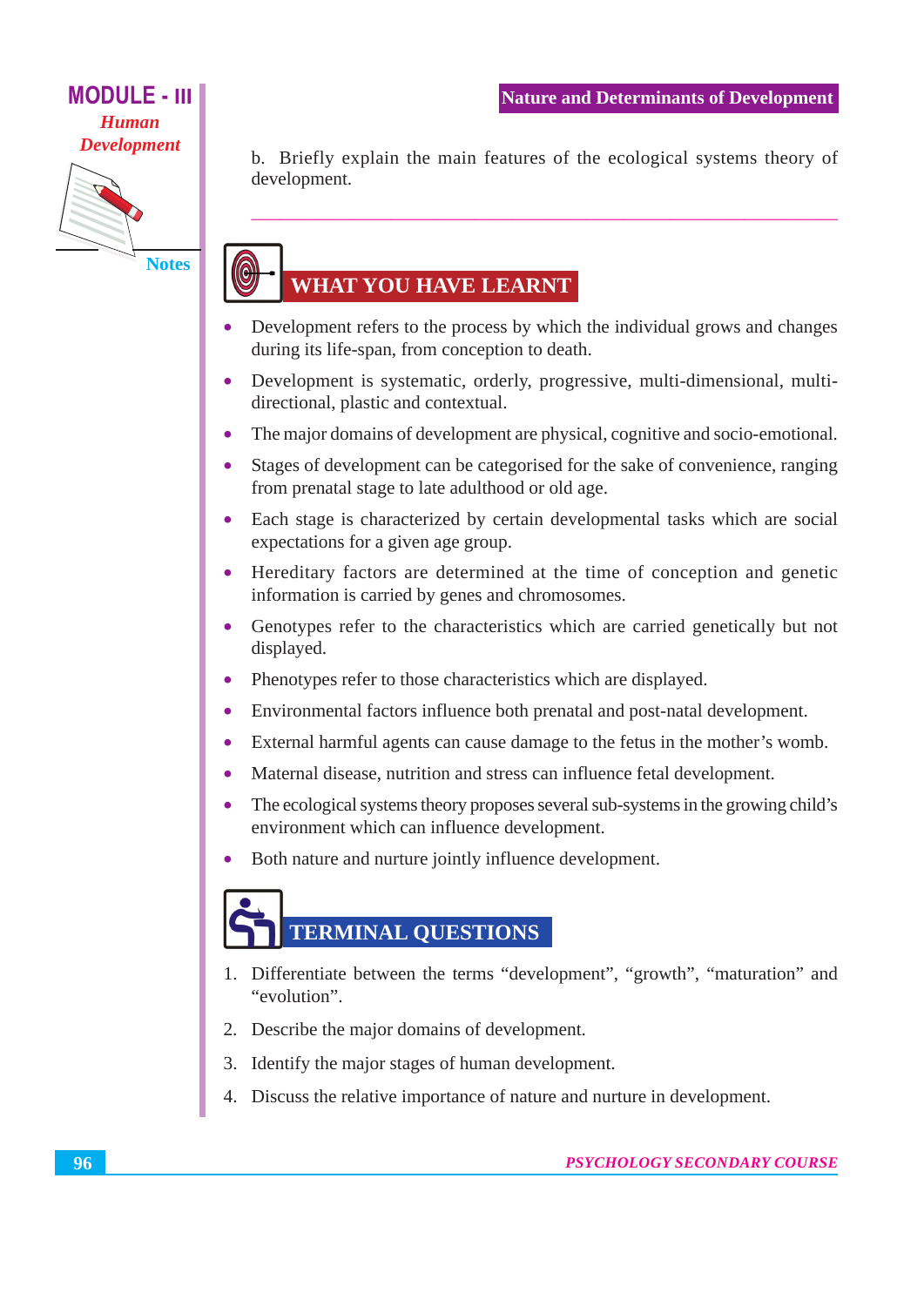b. Briefly explain the main features of the ecological systems theory of development.

## WHAT YOU HAVE LEARNT

- Development refers to the process by which the individual grows and changes during its life-span, from conception to death.
- Development is systematic, orderly, progressive, multi-dimensional, multi-directional, plastic and contextual.
- The major domains of development are physical, cognitive and socio-emotional.
- Stages of development can be categorised for the sake of convenience, ranging from prenatal stage to late adulthood or old age.
- Each stage is characterized by certain developmental tasks which are social expectations for a given age group.
- Hereditary factors are determined at the time of conception and genetic information is carried by genes and chromosomes.
- Genotypes refer to the characteristics which are carried genetically but not displayed.
- Phenotypes refer to those characteristics which are displayed.
- Environmental factors influence both prenatal and post-natal development.
- External harmful agents can cause damage to the fetus in the mother's womb.
- Maternal disease, nutrition and stress can influence fetal development.
- The ecological systems theory proposes several sub-systems in the growing child's environment which can influence development.
- Both nature and nurture jointly influence development.

## TERMINAL QUESTIONS

1. Differentiate between the terms "development", "growth", "maturation" and "evolution".
2. Describe the major domains of development.
3. Identify the major stages of human development.
4. Discuss the relative importance of nature and nurture in development.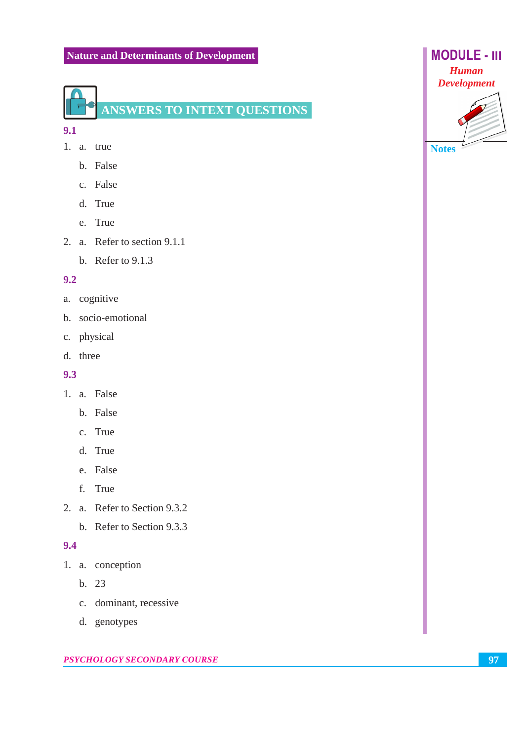## ANSWERS TO INTEXT QUESTIONS

**9.1**

1. a. true

   b. False

   c. False

   d. True

   e. True

2. a. Refer to section 9.1.1

   b. Refer to 9.1.3

**9.2**

a. cognitive

b. socio-emotional

c. physical

d. three

**9.3**

1. a. False

   b. False

   c. True

   d. True

   e. False

   f. True

2. a. Refer to Section 9.3.2

   b. Refer to Section 9.3.3

**9.4**

1. a. conception

   b. 23

   c. dominant, recessive

   d. genotypes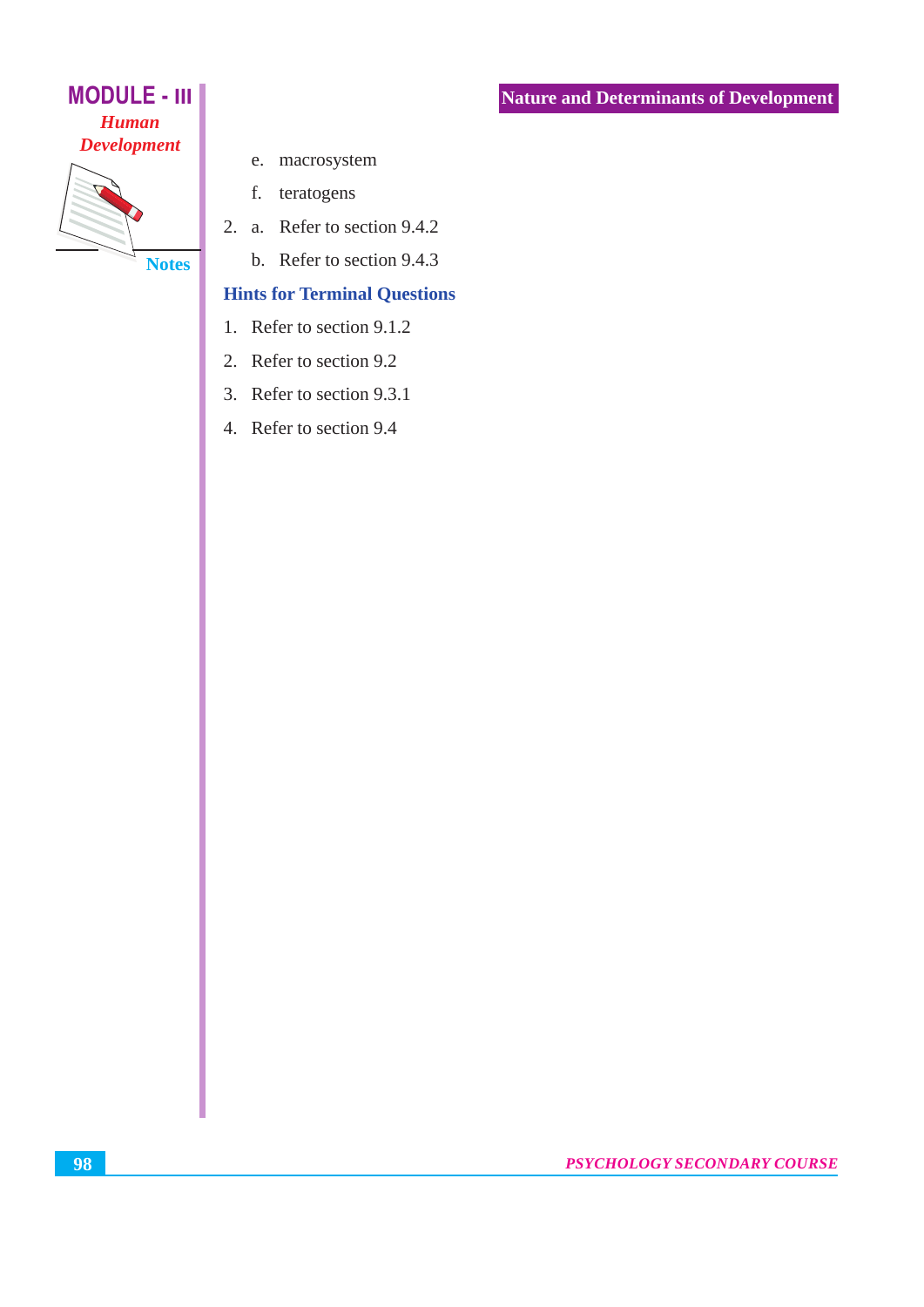e. macrosystem

f. teratogens

2. a. Refer to section 9.4.2

   b. Refer to section 9.4.3

### Hints for Terminal Questions

1. Refer to section 9.1.2
2. Refer to section 9.2
3. Refer to section 9.3.1
4. Refer to section 9.4